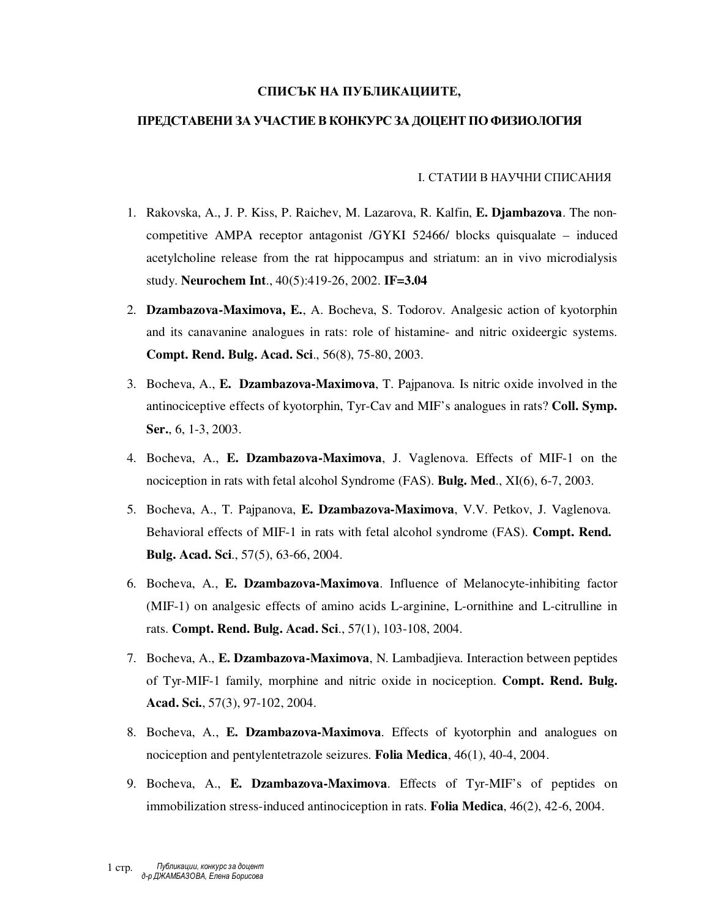## СПИСЪК НА ПУБЛИКАЦИИТЕ,

## ПРЕДСТАВЕНИ ЗА УЧАСТИЕ В КОНКУРС ЗА ДОЦЕНТ ПО ФИЗИОЛОГИЯ

### I. СТАТИИ В НАУЧНИ СПИСАНИЯ

1. Rakovska, A., J. P. Kiss, P. Raichev, M. Lazarova, R. Kalfin, **E. Djambazova**. The non-competitive AMPA receptor antagonist /GYKI 52466/ blocks quisqualate – induced acetylcholine release from the rat hippocampus and striatum: an in vivo microdialysis study. **Neurochem Int**., 40(5):419-26, 2002. **IF=3.04**

2. **Dzambazova-Maximova, E.**, A. Bocheva, S. Todorov. Analgesic action of kyotorphin and its canavanine analogues in rats: role of histamine- and nitric oxideergic systems. **Compt. Rend. Bulg. Acad. Sci**., 56(8), 75-80, 2003.

3. Bocheva, A., **E. Dzambazova-Maximova**, T. Pajpanova. Is nitric oxide involved in the antinociceptive effects of kyotorphin, Tyr-Cav and MIF's analogues in rats? **Coll. Symp. Ser.**, 6, 1-3, 2003.

4. Bocheva, A., **E. Dzambazova-Maximova**, J. Vaglenova. Effects of MIF-1 on the nociception in rats with fetal alcohol Syndrome (FAS). **Bulg. Med**., XI(6), 6-7, 2003.

5. Bocheva, A., T. Pajpanova, **E. Dzambazova-Maximova**, V.V. Petkov, J. Vaglenova. Behavioral effects of MIF-1 in rats with fetal alcohol syndrome (FAS). **Compt. Rend. Bulg. Acad. Sci**., 57(5), 63-66, 2004.

6. Bocheva, A., **E. Dzambazova-Maximova**. Influence of Melanocyte-inhibiting factor (MIF-1) on analgesic effects of amino acids L-arginine, L-ornithine and L-citrulline in rats. **Compt. Rend. Bulg. Acad. Sci**., 57(1), 103-108, 2004.

7. Bocheva, A., **E. Dzambazova-Maximova**, N. Lambadjieva. Interaction between peptides of Tyr-MIF-1 family, morphine and nitric oxide in nociception. **Compt. Rend. Bulg. Acad. Sci.**, 57(3), 97-102, 2004.

8. Bocheva, A., **E. Dzambazova-Maximova**. Effects of kyotorphin and analogues on nociception and pentylentetrazole seizures. **Folia Medica**, 46(1), 40-4, 2004.

9. Bocheva, A., **E. Dzambazova-Maximova**. Effects of Tyr-MIF's of peptides on immobilization stress-induced antinociception in rats. **Folia Medica**, 46(2), 42-6, 2004.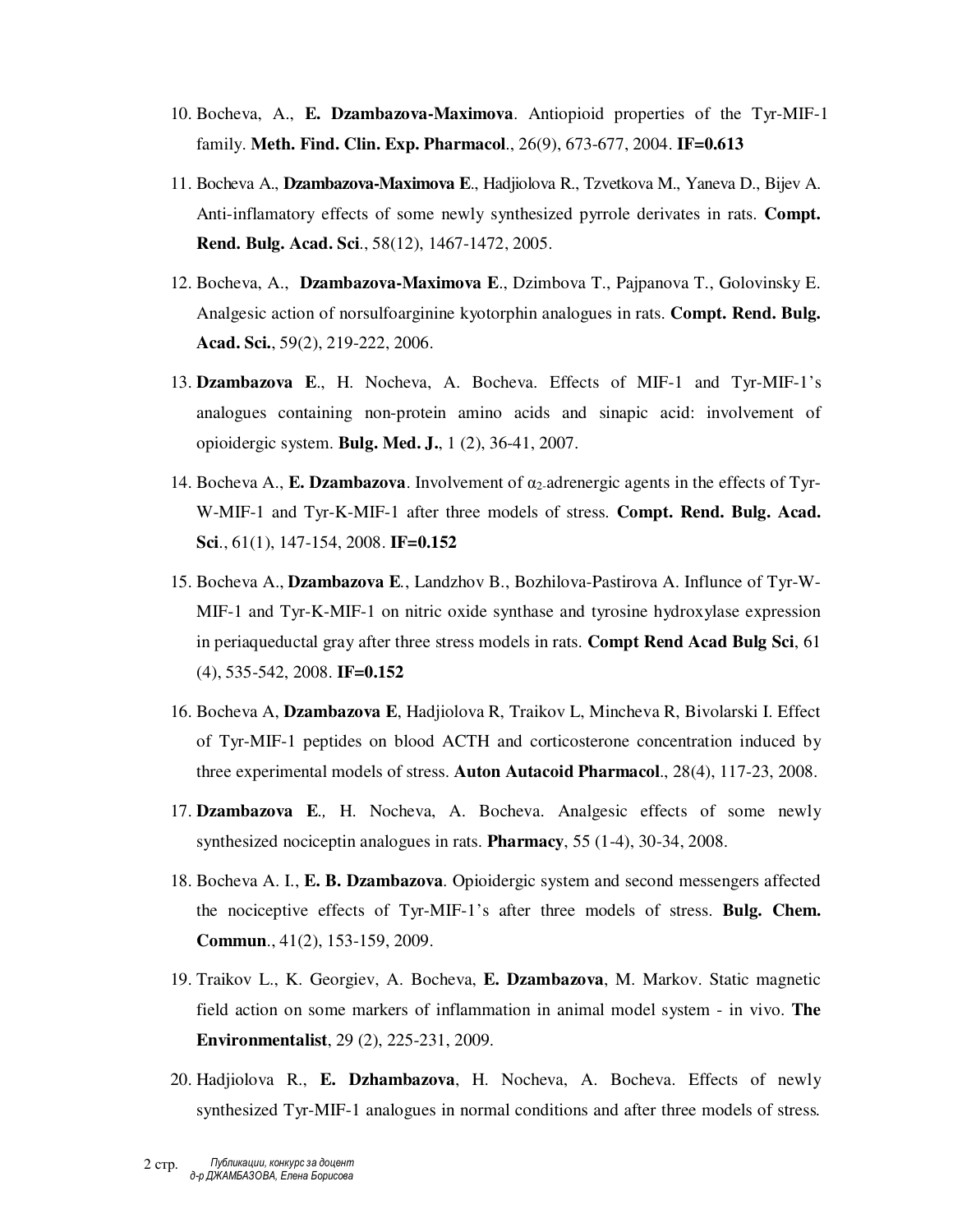10. Bocheva, A., **E. Dzambazova-Maximova**. Antiopioid properties of the Tyr-MIF-1 family. **Meth. Find. Clin. Exp. Pharmacol**., 26(9), 673-677, 2004. **IF=0.613**

11. Bocheva A., **Dzambazova-Maximova E**., Hadjiolova R., Tzvetkova M., Yaneva D., Bijev A. Anti-inflamatory effects of some newly synthesized pyrrole derivates in rats. **Compt. Rend. Bulg. Acad. Sci**., 58(12), 1467-1472, 2005.

12. Bocheva, A., **Dzambazova-Maximova E**., Dzimbova T., Pajpanova T., Golovinsky E. Analgesic action of norsulfoarginine kyotorphin analogues in rats. **Compt. Rend. Bulg. Acad. Sci.**, 59(2), 219-222, 2006.

13. **Dzambazova E**., H. Nocheva, A. Bocheva. Effects of MIF-1 and Tyr-MIF-1's analogues containing non-protein amino acids and sinapic acid: involvement of opioidergic system. **Bulg. Med. J.**, 1 (2), 36-41, 2007.

14. Bocheva A., **E. Dzambazova**. Involvement of $\alpha_2$-adrenergic agents in the effects of Tyr-W-MIF-1 and Tyr-K-MIF-1 after three models of stress. **Compt. Rend. Bulg. Acad. Sci**., 61(1), 147-154, 2008. **IF=0.152**

15. Bocheva A., **Dzambazova E**., Landzhov B., Bozhilova-Pastirova A. Influnce of Tyr-W-MIF-1 and Tyr-K-MIF-1 on nitric oxide synthase and tyrosine hydroxylase expression in periaqueductal gray after three stress models in rats. **Compt Rend Acad Bulg Sci**, 61 (4), 535-542, 2008. **IF=0.152**

16. Bocheva A, **Dzambazova E**, Hadjiolova R, Traikov L, Mincheva R, Bivolarski I. Effect of Tyr-MIF-1 peptides on blood ACTH and corticosterone concentration induced by three experimental models of stress. **Auton Autacoid Pharmacol**., 28(4), 117-23, 2008.

17. **Dzambazova E**., H. Nocheva, A. Bocheva. Analgesic effects of some newly synthesized nociceptin analogues in rats. **Pharmacy**, 55 (1-4), 30-34, 2008.

18. Bocheva A. I., **E. B. Dzambazova**. Opioidergic system and second messengers affected the nociceptive effects of Tyr-MIF-1's after three models of stress. **Bulg. Chem. Commun**., 41(2), 153-159, 2009.

19. Traikov L., K. Georgiev, A. Bocheva, **E. Dzambazova**, M. Markov. Static magnetic field action on some markers of inflammation in animal model system - in vivo. **The Environmentalist**, 29 (2), 225-231, 2009.

20. Hadjiolova R., **E. Dzhambazova**, H. Nocheva, A. Bocheva. Effects of newly synthesized Tyr-MIF-1 analogues in normal conditions and after three models of stress.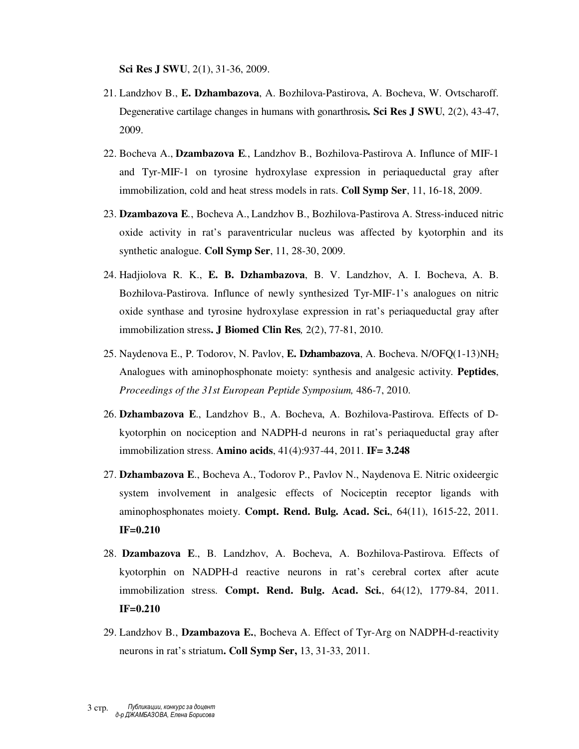**Sci Res J SWU**, 2(1), 31-36, 2009.

21. Landzhov B., **E. Dzhambazova**, A. Bozhilova-Pastirova, A. Bocheva, W. Ovtscharoff. Degenerative cartilage changes in humans with gonarthrosis**. Sci Res J SWU**, 2(2), 43-47, 2009.

22. Bocheva A., **Dzambazova E**., Landzhov B., Bozhilova-Pastirova A. Influnce of MIF-1 and Tyr-MIF-1 on tyrosine hydroxylase expression in periaqueductal gray after immobilization, cold and heat stress models in rats. **Coll Symp Ser**, 11, 16-18, 2009.

23. **Dzambazova E**., Bocheva A., Landzhov B., Bozhilova-Pastirova A. Stress-induced nitric oxide activity in rat's paraventricular nucleus was affected by kyotorphin and its synthetic analogue. **Coll Symp Ser**, 11, 28-30, 2009.

24. Hadjiolova R. K., **E. B. Dzhambazova**, B. V. Landzhov, A. I. Bocheva, A. B. Bozhilova-Pastirova. Influnce of newly synthesized Tyr-MIF-1's analogues on nitric oxide synthase and tyrosine hydroxylase expression in rat's periaqueductal gray after immobilization stress**. J Biomed Clin Res***,* 2(2), 77-81, 2010.

25. Naydenova E., P. Todorov, N. Pavlov, **E. Dzhambazova**, A. Bocheva. N/OFQ(1-13)$NH_2$ Analogues with aminophosphonate moiety: synthesis and analgesic activity. **Peptides**, *Proceedings of the 31st European Peptide Symposium,* 486-7, 2010.

26. **Dzhambazova E**., Landzhov B., A. Bocheva, A. Bozhilova-Pastirova. Effects of D-kyotorphin on nociception and NADPH-d neurons in rat's periaqueductal gray after immobilization stress. **Amino acids**, 41(4):937-44, 2011. **IF= 3.248**

27. **Dzhambazova E**., Bocheva A., Todorov P., Pavlov N., Naydenova E. Nitric oxideergic system involvement in analgesic effects of Nociceptin receptor ligands with aminophosphonates moiety. **Compt. Rend. Bulg. Acad. Sci.**, 64(11), 1615-22, 2011. **IF=0.210**

28. **Dzambazova E**., B. Landzhov, A. Bocheva, A. Bozhilova-Pastirova. Effects of kyotorphin on NADPH-d reactive neurons in rat's cerebral cortex after acute immobilization stress. **Compt. Rend. Bulg. Acad. Sci.**, 64(12), 1779-84, 2011. **IF=0.210**

29. Landzhov B., **Dzambazova E.**, Bocheva A. Effect of Tyr-Arg on NADPH-d-reactivity neurons in rat's striatum**. Coll Symp Ser,** 13, 31-33, 2011.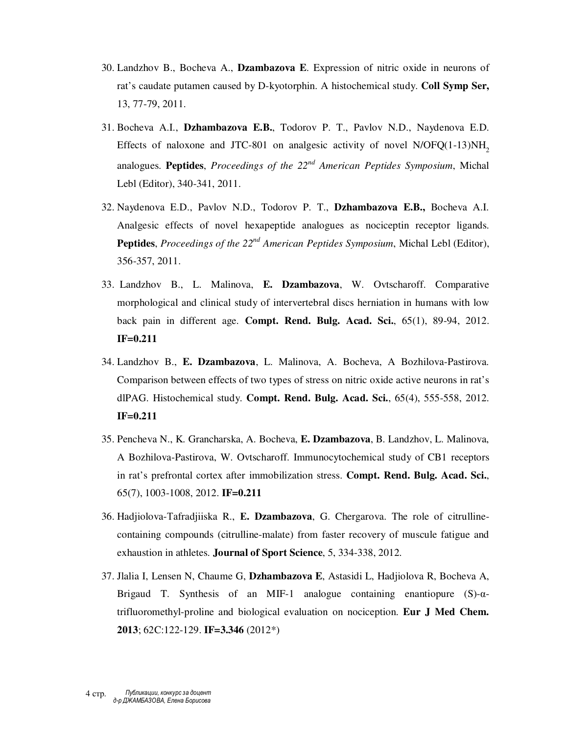30. Landzhov B., Bocheva A., **Dzambazova E**. Expression of nitric oxide in neurons of rat's caudate putamen caused by D-kyotorphin. A histochemical study. **Coll Symp Ser,** 13, 77-79, 2011.

31. Bocheva A.I., **Dzhambazova E.B.**, Todorov P. T., Pavlov N.D., Naydenova E.D. Effects of naloxone and JTC-801 on analgesic activity of novel N/OFQ(1-13)$NH_2$ analogues. **Peptides**, *Proceedings of the 22nd American Peptides Symposium*, Michal Lebl (Editor), 340-341, 2011.

32. Naydenova E.D., Pavlov N.D., Todorov P. T., **Dzhambazova E.B.,** Bocheva A.I. Analgesic effects of novel hexapeptide analogues as nociceptin receptor ligands. **Peptides**, *Proceedings of the 22nd American Peptides Symposium*, Michal Lebl (Editor), 356-357, 2011.

33. Landzhov B., L. Malinova, **E. Dzambazova**, W. Ovtscharoff. Comparative morphological and clinical study of intervertebral discs herniation in humans with low back pain in different age. **Compt. Rend. Bulg. Acad. Sci.**, 65(1), 89-94, 2012. **IF=0.211**

34. Landzhov B., **E. Dzambazova**, L. Malinova, A. Bocheva, A Bozhilova-Pastirova. Comparison between effects of two types of stress on nitric oxide active neurons in rat's dlPAG. Histochemical study. **Compt. Rend. Bulg. Acad. Sci.**, 65(4), 555-558, 2012. **IF=0.211**

35. Pencheva N., K. Grancharska, A. Bocheva, **E. Dzambazova**, B. Landzhov, L. Malinova, A Bozhilova-Pastirova, W. Ovtscharoff. Immunocytochemical study of CB1 receptors in rat's prefrontal cortex after immobilization stress. **Compt. Rend. Bulg. Acad. Sci.**, 65(7), 1003-1008, 2012. **IF=0.211**

36. Hadjiolova-Tafradjiiska R., **E. Dzambazova**, G. Chergarova. The role of citrulline-containing compounds (citrulline-malate) from faster recovery of muscule fatigue and exhaustion in athletes. **Journal of Sport Science**, 5, 334-338, 2012.

37. Jlalia I, Lensen N, Chaume G, **Dzhambazova E**, Astasidi L, Hadjiolova R, Bocheva A, Brigaud T. Synthesis of an MIF-1 analogue containing enantiopure (S)-α-trifluoromethyl-proline and biological evaluation on nociception. **Eur J Med Chem. 2013**; 62C:122-129. **IF=3.346** (2012*)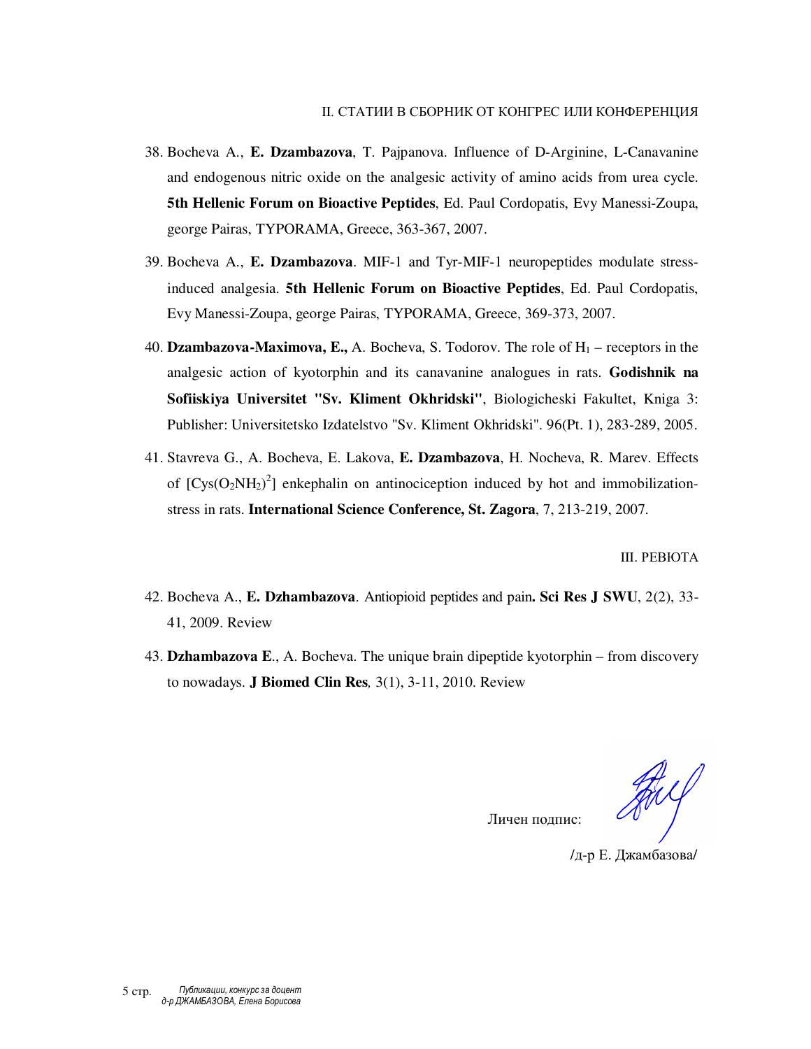## II. СТАТИИ В СБОРНИК ОТ КОНГРЕС ИЛИ КОНФЕРЕНЦИЯ

38. Bocheva A., **E. Dzambazova**, T. Pajpanova. Influence of D-Arginine, L-Canavanine and endogenous nitric oxide on the analgesic activity of amino acids from urea cycle. **5th Hellenic Forum on Bioactive Peptides**, Ed. Paul Cordopatis, Evy Manessi-Zoupa, george Pairas, TYPORAMA, Greece, 363-367, 2007.

39. Bocheva A., **E. Dzambazova**. MIF-1 and Tyr-MIF-1 neuropeptides modulate stress-induced analgesia. **5th Hellenic Forum on Bioactive Peptides**, Ed. Paul Cordopatis, Evy Manessi-Zoupa, george Pairas, TYPORAMA, Greece, 369-373, 2007.

40. **Dzambazova-Maximova, E.,** A. Bocheva, S. Todorov. The role of $H_1$ – receptors in the analgesic action of kyotorphin and its canavanine analogues in rats. **Godishnik na Sofiiskiya Universitet "Sv. Kliment Okhridski"**, Biologicheski Fakultet, Kniga 3: Publisher: Universitetsko Izdatelstvo "Sv. Kliment Okhridski". 96(Pt. 1), 283-289, 2005.

41. Stavreva G., A. Bocheva, E. Lakova, **E. Dzambazova**, H. Nocheva, R. Marev. Effects of $[Cys(O_2NH_2)^2]$ enkephalin on antinociception induced by hot and immobilization-stress in rats. **International Science Conference, St. Zagora**, 7, 213-219, 2007.

## III. РЕВЮТА

42. Bocheva A., **E. Dzhambazova**. Antiopioid peptides and pain**. Sci Res J SWU**, 2(2), 33-41, 2009. Review

43. **Dzhambazova E**., A. Bocheva. The unique brain dipeptide kyotorphin – from discovery to nowadays. **J Biomed Clin Res***,* 3(1), 3-11, 2010. Review

Личен подпис:

/д-р Е. Джамбазова/